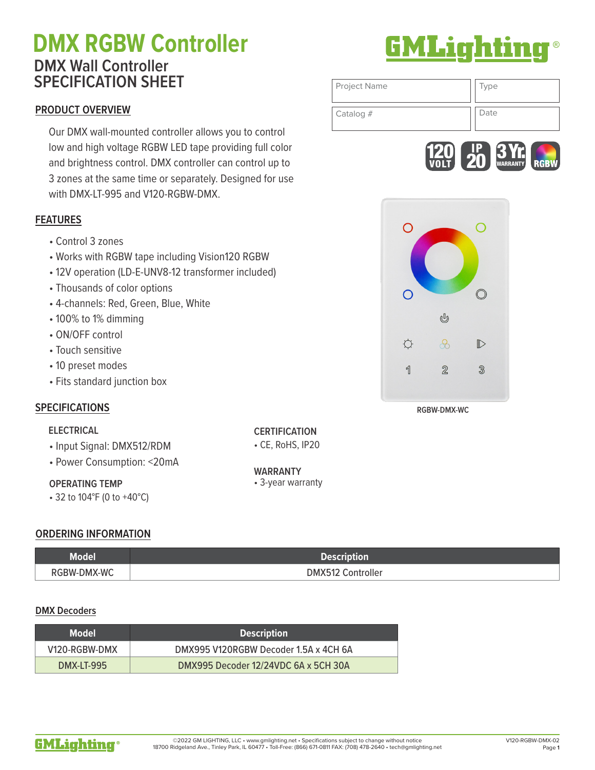# DMX RGBW Controller

## DMX Wall Controller SPECIFICATION SHEET

| Project Name | Type |
|---|---|
| Catalog # | Date |

120 VOLT · IP 20 · 3 Yr. WARRANTY · RGBW

### PRODUCT OVERVIEW

Our DMX wall-mounted controller allows you to control low and high voltage RGBW LED tape providing full color and brightness control. DMX controller can control up to 3 zones at the same time or separately. Designed for use with DMX-LT-995 and V120-RGBW-DMX.

### FEATURES

- Control 3 zones
- Works with RGBW tape including Vision120 RGBW
- 12V operation (LD-E-UNV8-12 transformer included)
- Thousands of color options
- 4-channels: Red, Green, Blue, White
- 100% to 1% dimming
- ON/OFF control
- Touch sensitive
- 10 preset modes
- Fits standard junction box

RGBW-DMX-WC

### SPECIFICATIONS

**ELECTRICAL**

- Input Signal: DMX512/RDM
- Power Consumption: <20mA

**OPERATING TEMP**

- 32 to 104°F (0 to +40°C)

**CERTIFICATION**

- CE, RoHS, IP20

**WARRANTY**

- 3-year warranty

### ORDERING INFORMATION

| Model | Description |
|---|---|
| RGBW-DMX-WC | DMX512 Controller |

#### DMX Decoders

| Model | Description |
|---|---|
| V120-RGBW-DMX | DMX995 V120RGBW Decoder 1.5A x 4CH 6A |
| DMX-LT-995 | DMX995 Decoder 12/24VDC 6A x 5CH 30A |

©2022 GM LIGHTING, LLC • www.gmlighting.net • Specifications subject to change without notice
18700 Ridgeland Ave., Tinley Park, IL 60477 • Toll-Free: (866) 671-0811 FAX: (708) 478-2640 • tech@gmlighting.net

V120-RGBW-DMX-02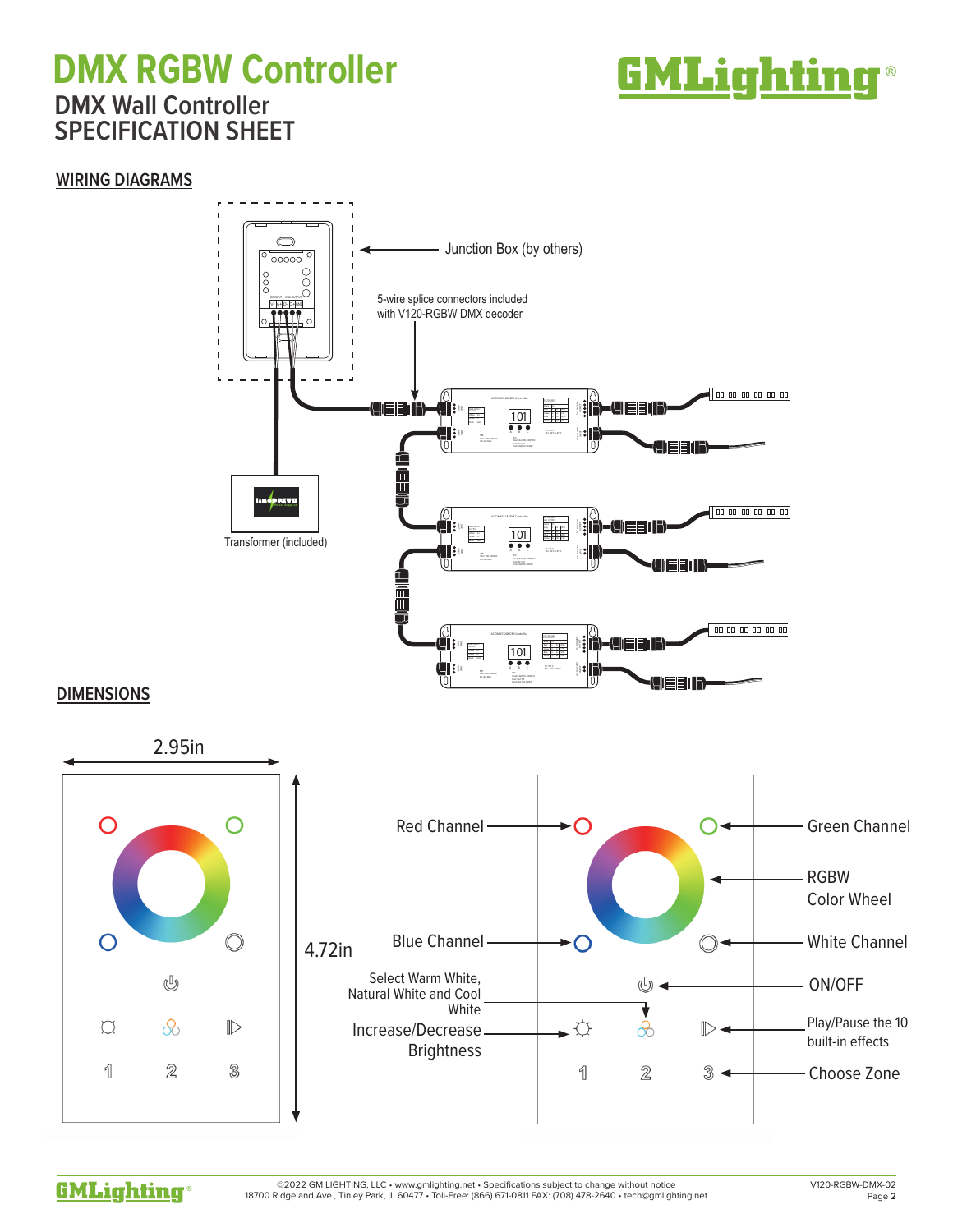# DMX RGBW Controller

## DMX Wall Controller
## SPECIFICATION SHEET

### WIRING DIAGRAMS

Junction Box (by others)

5-wire splice connectors included with V120-RGBW DMX decoder

Transformer (included)

### DIMENSIONS

2.95in

4.72in

- Red Channel
- Green Channel
- RGBW Color Wheel
- Blue Channel
- White Channel
- ON/OFF
- Select Warm White, Natural White and Cool White
- Increase/Decrease Brightness
- Play/Pause the 10 built-in effects
- Choose Zone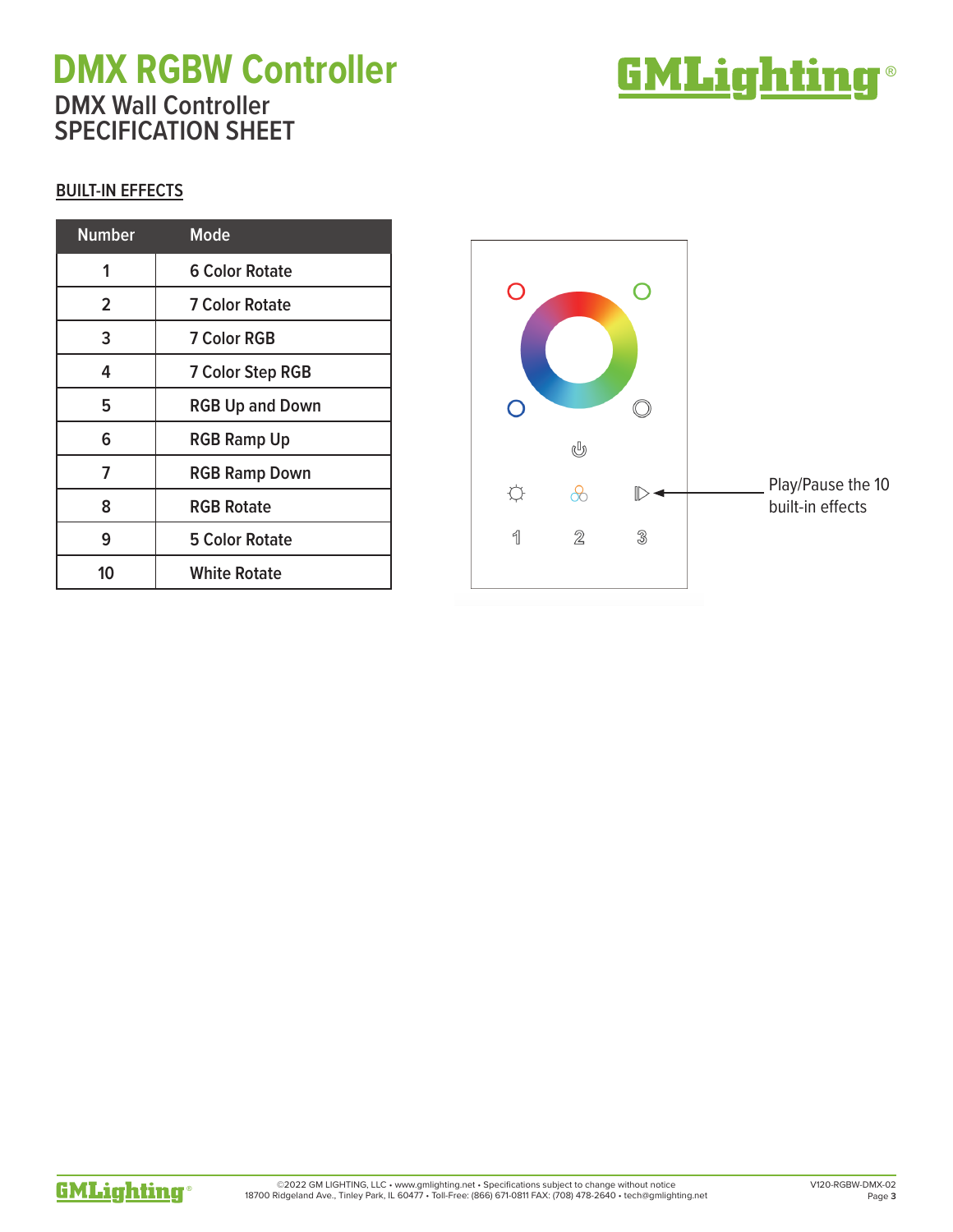# DMX RGBW Controller

## DMX Wall Controller SPECIFICATION SHEET

### BUILT-IN EFFECTS

| Number | Mode |
|---|---|
| 1 | 6 Color Rotate |
| 2 | 7 Color Rotate |
| 3 | 7 Color RGB |
| 4 | 7 Color Step RGB |
| 5 | RGB Up and Down |
| 6 | RGB Ramp Up |
| 7 | RGB Ramp Down |
| 8 | RGB Rotate |
| 9 | 5 Color Rotate |
| 10 | White Rotate |

1
2
3

Play/Pause the 10 built-in effects

©2022 GM LIGHTING, LLC • www.gmlighting.net • Specifications subject to change without notice
18700 Ridgeland Ave., Tinley Park, IL 60477 • Toll-Free: (866) 671-0811 FAX: (708) 478-2640 • tech@gmlighting.net

V120-RGBW-DMX-02